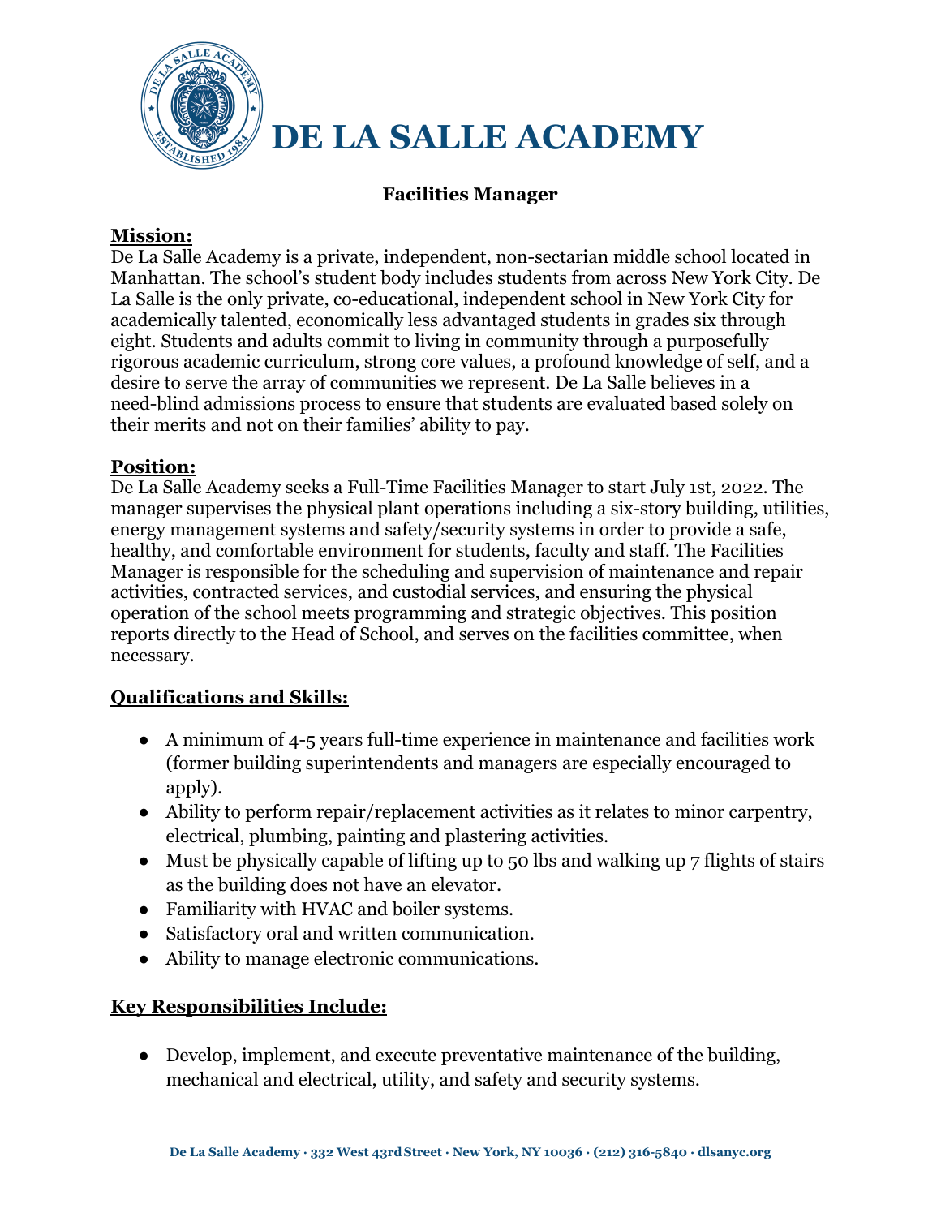# DE LA SALLE ACADEMY

## Facilities Manager

### Mission:

De La Salle Academy is a private, independent, non-sectarian middle school located in Manhattan. The school's student body includes students from across New York City. De La Salle is the only private, co-educational, independent school in New York City for academically talented, economically less advantaged students in grades six through eight. Students and adults commit to living in community through a purposefully rigorous academic curriculum, strong core values, a profound knowledge of self, and a desire to serve the array of communities we represent. De La Salle believes in a need-blind admissions process to ensure that students are evaluated based solely on their merits and not on their families' ability to pay.

### Position:

De La Salle Academy seeks a Full-Time Facilities Manager to start July 1st, 2022. The manager supervises the physical plant operations including a six-story building, utilities, energy management systems and safety/security systems in order to provide a safe, healthy, and comfortable environment for students, faculty and staff. The Facilities Manager is responsible for the scheduling and supervision of maintenance and repair activities, contracted services, and custodial services, and ensuring the physical operation of the school meets programming and strategic objectives. This position reports directly to the Head of School, and serves on the facilities committee, when necessary.

### Qualifications and Skills:

- A minimum of 4-5 years full-time experience in maintenance and facilities work (former building superintendents and managers are especially encouraged to apply).
- Ability to perform repair/replacement activities as it relates to minor carpentry, electrical, plumbing, painting and plastering activities.
- Must be physically capable of lifting up to 50 lbs and walking up 7 flights of stairs as the building does not have an elevator.
- Familiarity with HVAC and boiler systems.
- Satisfactory oral and written communication.
- Ability to manage electronic communications.

### Key Responsibilities Include:

- Develop, implement, and execute preventative maintenance of the building, mechanical and electrical, utility, and safety and security systems.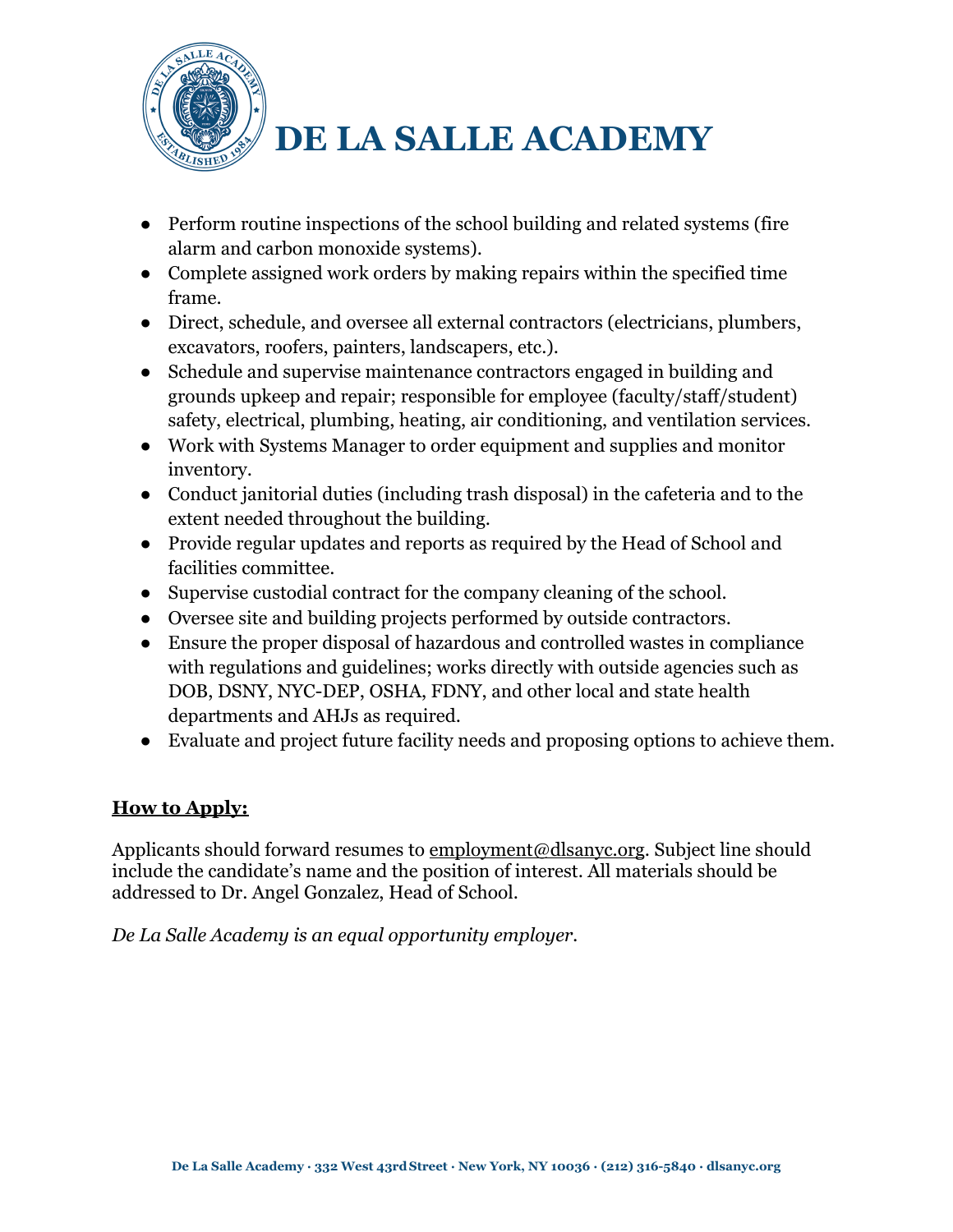# DE LA SALLE ACADEMY

- Perform routine inspections of the school building and related systems (fire alarm and carbon monoxide systems).
- Complete assigned work orders by making repairs within the specified time frame.
- Direct, schedule, and oversee all external contractors (electricians, plumbers, excavators, roofers, painters, landscapers, etc.).
- Schedule and supervise maintenance contractors engaged in building and grounds upkeep and repair; responsible for employee (faculty/staff/student) safety, electrical, plumbing, heating, air conditioning, and ventilation services.
- Work with Systems Manager to order equipment and supplies and monitor inventory.
- Conduct janitorial duties (including trash disposal) in the cafeteria and to the extent needed throughout the building.
- Provide regular updates and reports as required by the Head of School and facilities committee.
- Supervise custodial contract for the company cleaning of the school.
- Oversee site and building projects performed by outside contractors.
- Ensure the proper disposal of hazardous and controlled wastes in compliance with regulations and guidelines; works directly with outside agencies such as DOB, DSNY, NYC-DEP, OSHA, FDNY, and other local and state health departments and AHJs as required.
- Evaluate and project future facility needs and proposing options to achieve them.

## How to Apply:

Applicants should forward resumes to employment@dlsanyc.org. Subject line should include the candidate's name and the position of interest. All materials should be addressed to Dr. Angel Gonzalez, Head of School.

*De La Salle Academy is an equal opportunity employer.*